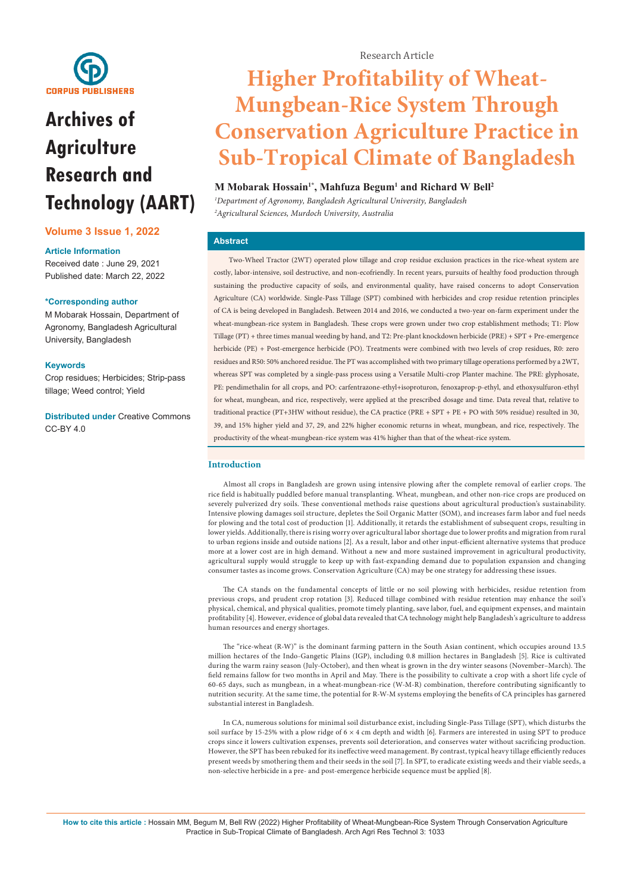Research Article

# Higher Profitability of Wheat-Mungbean-Rice System Through Conservation Agriculture Practice in Sub-Tropical Climate of Bangladesh

**M Mobarak Hossain[1*], Mahfuza Begum[1] and Richard W Bell[2]**

*[1]Department of Agronomy, Bangladesh Agricultural University, Bangladesh*
*[2]Agricultural Sciences, Murdoch University, Australia*

**Archives of Agriculture Research and Technology (AART)**

**Volume 3 Issue 1, 2022**

**Article Information**
Received date : June 29, 2021
Published date: March 22, 2022

**\*Corresponding author**
M Mobarak Hossain, Department of Agronomy, Bangladesh Agricultural University, Bangladesh

**Keywords**
Crop residues; Herbicides; Strip-pass tillage; Weed control; Yield

**Distributed under** Creative Commons CC-BY 4.0

## Abstract

Two-Wheel Tractor (2WT) operated plow tillage and crop residue exclusion practices in the rice-wheat system are costly, labor-intensive, soil destructive, and non-ecofriendly. In recent years, pursuits of healthy food production through sustaining the productive capacity of soils, and environmental quality, have raised concerns to adopt Conservation Agriculture (CA) worldwide. Single-Pass Tillage (SPT) combined with herbicides and crop residue retention principles of CA is being developed in Bangladesh. Between 2014 and 2016, we conducted a two-year on-farm experiment under the wheat-mungbean-rice system in Bangladesh. These crops were grown under two crop establishment methods; T1: Plow Tillage (PT) + three times manual weeding by hand, and T2: Pre-plant knockdown herbicide (PRE) + SPT + Pre-emergence herbicide (PE) + Post-emergence herbicide (PO). Treatments were combined with two levels of crop residues, R0: zero residues and R50: 50% anchored residue. The PT was accomplished with two primary tillage operations performed by a 2WT, whereas SPT was completed by a single-pass process using a Versatile Multi-crop Planter machine. The PRE: glyphosate, PE: pendimethalin for all crops, and PO: carfentrazone-ethyl+isoproturon, fenoxaprop-p-ethyl, and ethoxysulfuron-ethyl for wheat, mungbean, and rice, respectively, were applied at the prescribed dosage and time. Data reveal that, relative to traditional practice (PT+3HW without residue), the CA practice (PRE + SPT + PE + PO with 50% residue) resulted in 30, 39, and 15% higher yield and 37, 29, and 22% higher economic returns in wheat, mungbean, and rice, respectively. The productivity of the wheat-mungbean-rice system was 41% higher than that of the wheat-rice system.

## Introduction

Almost all crops in Bangladesh are grown using intensive plowing after the complete removal of earlier crops. The rice field is habitually puddled before manual transplanting. Wheat, mungbean, and other non-rice crops are produced on severely pulverized dry soils. These conventional methods raise questions about agricultural production's sustainability. Intensive plowing damages soil structure, depletes the Soil Organic Matter (SOM), and increases farm labor and fuel needs for plowing and the total cost of production [1]. Additionally, it retards the establishment of subsequent crops, resulting in lower yields. Additionally, there is rising worry over agricultural labor shortage due to lower profits and migration from rural to urban regions inside and outside nations [2]. As a result, labor and other input-efficient alternative systems that produce more at a lower cost are in high demand. Without a new and more sustained improvement in agricultural productivity, agricultural supply would struggle to keep up with fast-expanding demand due to population expansion and changing consumer tastes as income grows. Conservation Agriculture (CA) may be one strategy for addressing these issues.

The CA stands on the fundamental concepts of little or no soil plowing with herbicides, residue retention from previous crops, and prudent crop rotation [3]. Reduced tillage combined with residue retention may enhance the soil's physical, chemical, and physical qualities, promote timely planting, save labor, fuel, and equipment expenses, and maintain profitability [4]. However, evidence of global data revealed that CA technology might help Bangladesh's agriculture to address human resources and energy shortages.

The "rice-wheat (R-W)" is the dominant farming pattern in the South Asian continent, which occupies around 13.5 million hectares of the Indo-Gangetic Plains (IGP), including 0.8 million hectares in Bangladesh [5]. Rice is cultivated during the warm rainy season (July-October), and then wheat is grown in the dry winter seasons (November–March). The field remains fallow for two months in April and May. There is the possibility to cultivate a crop with a short life cycle of 60-65 days, such as mungbean, in a wheat-mungbean-rice (W-M-R) combination, therefore contributing significantly to nutrition security. At the same time, the potential for R-W-M systems employing the benefits of CA principles has garnered substantial interest in Bangladesh.

In CA, numerous solutions for minimal soil disturbance exist, including Single-Pass Tillage (SPT), which disturbs the soil surface by 15-25% with a plow ridge of 6 × 4 cm depth and width [6]. Farmers are interested in using SPT to produce crops since it lowers cultivation expenses, prevents soil deterioration, and conserves water without sacrificing production. However, the SPT has been rebuked for its ineffective weed management. By contrast, typical heavy tillage efficiently reduces present weeds by smothering them and their seeds in the soil [7]. In SPT, to eradicate existing weeds and their viable seeds, a non-selective herbicide in a pre- and post-emergence herbicide sequence must be applied [8].

**How to cite this article :** Hossain MM, Begum M, Bell RW (2022) Higher Profitability of Wheat-Mungbean-Rice System Through Conservation Agriculture Practice in Sub-Tropical Climate of Bangladesh. Arch Agri Res Technol 3: 1033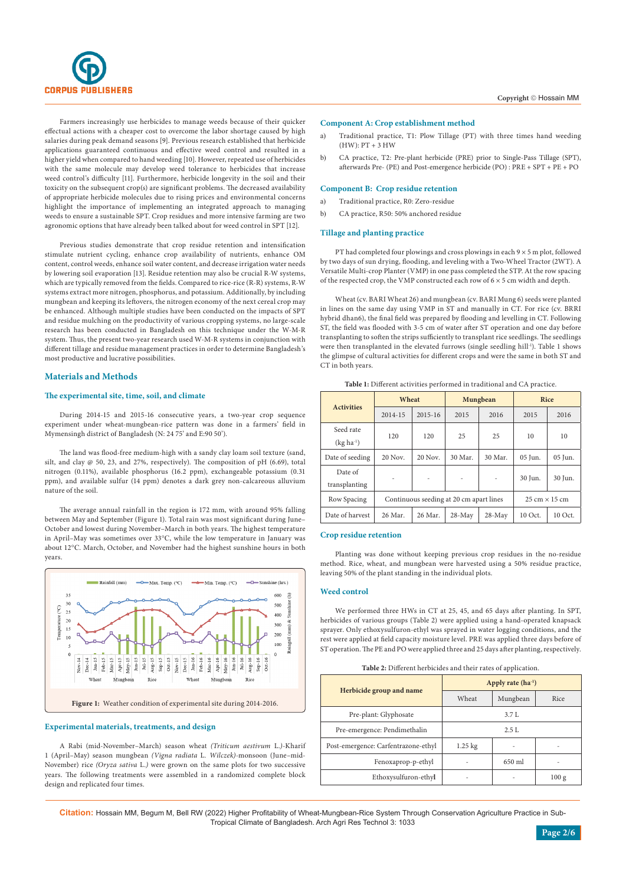Farmers increasingly use herbicides to manage weeds because of their quicker effectual actions with a cheaper cost to overcome the labor shortage caused by high salaries during peak demand seasons [9]. Previous research established that herbicide applications guaranteed continuous and effective weed control and resulted in a higher yield when compared to hand weeding [10]. However, repeated use of herbicides with the same molecule may develop weed tolerance to herbicides that increase weed control's difficulty [11]. Furthermore, herbicide longevity in the soil and their toxicity on the subsequent crop(s) are significant problems. The decreased availability of appropriate herbicide molecules due to rising prices and environmental concerns highlight the importance of implementing an integrated approach to managing weeds to ensure a sustainable SPT. Crop residues and more intensive farming are two agronomic options that have already been talked about for weed control in SPT [12].

Previous studies demonstrate that crop residue retention and intensification stimulate nutrient cycling, enhance crop availability of nutrients, enhance OM content, control weeds, enhance soil water content, and decrease irrigation water needs by lowering soil evaporation [13]. Residue retention may also be crucial R-W systems, which are typically removed from the fields. Compared to rice-rice (R-R) systems, R-W systems extract more nitrogen, phosphorus, and potassium. Additionally, by including mungbean and keeping its leftovers, the nitrogen economy of the next cereal crop may be enhanced. Although multiple studies have been conducted on the impacts of SPT and residue mulching on the productivity of various cropping systems, no large-scale research has been conducted in Bangladesh on this technique under the W-M-R system. Thus, the present two-year research used W-M-R systems in conjunction with different tillage and residue management practices in order to determine Bangladesh's most productive and lucrative possibilities.

## Materials and Methods

### The experimental site, time, soil, and climate

During 2014-15 and 2015-16 consecutive years, a two-year crop sequence experiment under wheat-mungbean-rice pattern was done in a farmers' field in Mymensingh district of Bangladesh (N: 24 75' and E:90 50').

The land was flood-free medium-high with a sandy clay loam soil texture (sand, silt, and clay @ 50, 23, and 27%, respectively). The composition of pH (6.69), total nitrogen (0.11%), available phosphorus (16.2 ppm), exchangeable potassium (0.31 ppm), and available sulfur (14 ppm) denotes a dark grey non-calcareous alluvium nature of the soil.

The average annual rainfall in the region is 172 mm, with around 95% falling between May and September (Figure 1). Total rain was most significant during June–October and lowest during November–March in both years. The highest temperature in April–May was sometimes over 33°C, while the low temperature in January was about 12°C. March, October, and November had the highest sunshine hours in both years.

**Figure 1:** Weather condition of experimental site during 2014-2016.

### Experimental materials, treatments, and design

A Rabi (mid-November–March) season wheat *(Triticum aestivum L.)*-Kharif 1 (April–May) season mungbean *(Vigna radiata L. Wilczek)*-monsoon (June–mid-November) rice *(Oryza sativa L.)* were grown on the same plots for two successive years. The following treatments were assembled in a randomized complete block design and replicated four times.

### Component A: Crop establishment method

a) Traditional practice, T1: Plow Tillage (PT) with three times hand weeding (HW): PT + 3 HW

b) CA practice, T2: Pre-plant herbicide (PRE) prior to Single-Pass Tillage (SPT), afterwards Pre- (PE) and Post-emergence herbicide (PO) : PRE + SPT + PE + PO

### Component B: Crop residue retention

a) Traditional practice, R0: Zero-residue

b) CA practice, R50: 50% anchored residue

### Tillage and planting practice

PT had completed four plowings and cross plowings in each 9 × 5 m plot, followed by two days of sun drying, flooding, and leveling with a Two-Wheel Tractor (2WT). A Versatile Multi-crop Planter (VMP) in one pass completed the STP. At the row spacing of the respected crop, the VMP constructed each row of 6 × 5 cm width and depth.

Wheat (cv. BARI Wheat 26) and mungbean (cv. BARI Mung 6) seeds were planted in lines on the same day using VMP in ST and manually in CT. For rice (cv. BRRI hybrid dhan6), the final field was prepared by flooding and levelling in CT. Following ST, the field was flooded with 3-5 cm of water after ST operation and one day before transplanting to soften the strips sufficiently to transplant rice seedlings. The seedlings were then transplanted in the elevated furrows (single seedling hill$^{-1}$). Table 1 shows the glimpse of cultural activities for different crops and were the same in both ST and CT in both years.

**Table 1:** Different activities performed in traditional and CA practice.

| Activities | Wheat | | Mungbean | | Rice | |
|---|---|---|---|---|---|---|
| | 2014-15 | 2015-16 | 2015 | 2016 | 2015 | 2016 |
| Seed rate (kg ha$^{-1}$) | 120 | 120 | 25 | 25 | 10 | 10 |
| Date of seeding | 20 Nov. | 20 Nov. | 30 Mar. | 30 Mar. | 05 Jun. | 05 Jun. |
| Date of transplanting | - | - | - | - | 30 Jun. | 30 Jun. |
| Row Spacing | Continuous seeding at 20 cm apart lines | | | | 25 cm × 15 cm | |
| Date of harvest | 26 Mar. | 26 Mar. | 28-May | 28-May | 10 Oct. | 10 Oct. |

### Crop residue retention

Planting was done without keeping previous crop residues in the no-residue method. Rice, wheat, and mungbean were harvested using a 50% residue practice, leaving 50% of the plant standing in the individual plots.

### Weed control

We performed three HWs in CT at 25, 45, and 65 days after planting. In SPT, herbicides of various groups (Table 2) were applied using a hand-operated knapsack sprayer. Only ethoxysulfuron-ethyl was sprayed in water logging conditions, and the rest were applied at field capacity moisture level. PRE was applied three days before of ST operation. The PE and PO were applied three and 25 days after planting, respectively.

**Table 2:** Different herbicides and their rates of application.

| Herbicide group and name | Apply rate (ha$^{-1}$) | | |
|---|---|---|---|
| | Wheat | Mungbean | Rice |
| Pre-plant: Glyphosate | 3.7 L | | |
| Pre-emergence: Pendimethalin | 2.5 L | | |
| Post-emergence: Carfentrazone-ethyl | 1.25 kg | - | - |
| Fenoxaprop-p-ethyl | - | 650 ml | - |
| Ethoxysulfuron-ethyl | - | - | 100 g |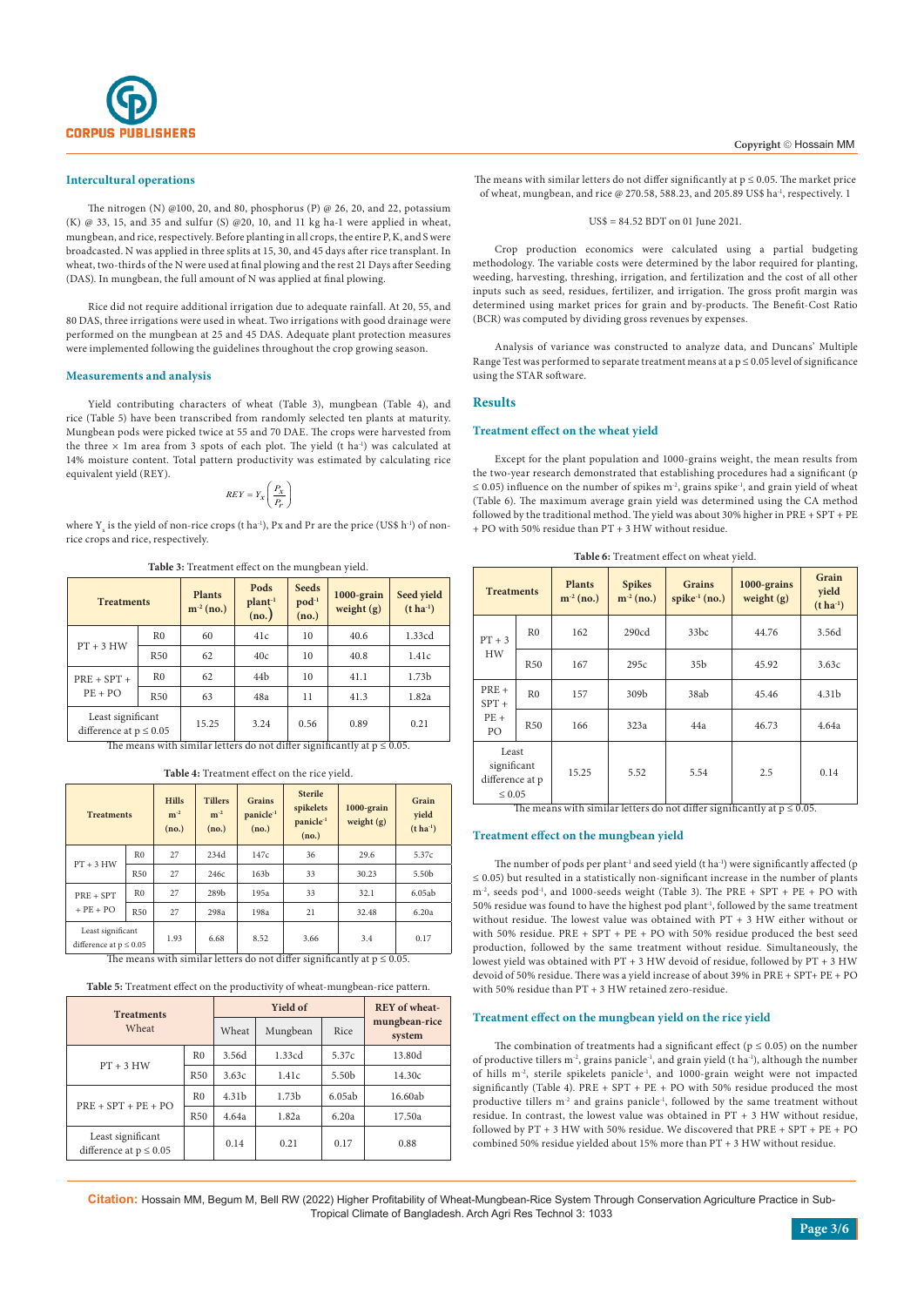### Intercultural operations

The nitrogen (N) @100, 20, and 80, phosphorus (P) @ 26, 20, and 22, potassium (K) @ 33, 15, and 35 and sulfur (S) @20, 10, and 11 kg ha-1 were applied in wheat, mungbean, and rice, respectively. Before planting in all crops, the entire P, K, and S were broadcasted. N was applied in three splits at 15, 30, and 45 days after rice transplant. In wheat, two-thirds of the N were used at final plowing and the rest 21 Days after Seeding (DAS). In mungbean, the full amount of N was applied at final plowing.

Rice did not require additional irrigation due to adequate rainfall. At 20, 55, and 80 DAS, three irrigations were used in wheat. Two irrigations with good drainage were performed on the mungbean at 25 and 45 DAS. Adequate plant protection measures were implemented following the guidelines throughout the crop growing season.

### Measurements and analysis

Yield contributing characters of wheat (Table 3), mungbean (Table 4), and rice (Table 5) have been transcribed from randomly selected ten plants at maturity. Mungbean pods were picked twice at 55 and 70 DAE. The crops were harvested from the three × 1m area from 3 spots of each plot. The yield (t $ha^{-1}$) was calculated at 14% moisture content. Total pattern productivity was estimated by calculating rice equivalent yield (REY).

$$REY = Y_x\left(\frac{P_x}{P_r}\right)$$

where $Y_x$ is the yield of non-rice crops (t $ha^{-1}$), Px and Pr are the price (US$ $h^{-1}$) of non-rice crops and rice, respectively.

**Table 3:** Treatment effect on the mungbean yield.

| Treatments | | Plants $m^{-2}$ (no.) | Pods $plant^{-1}$ (no.) | Seeds $pod^{-1}$ (no.) | 1000-grain weight (g) | Seed yield (t $ha^{-1}$) |
|---|---|---|---|---|---|---|
| PT + 3 HW | R0 | 60 | 41c | 10 | 40.6 | 1.33cd |
| | R50 | 62 | 40c | 10 | 40.8 | 1.41c |
| PRE + SPT + PE + PO | R0 | 62 | 44b | 10 | 41.1 | 1.73b |
| | R50 | 63 | 48a | 11 | 41.3 | 1.82a |
| Least significant difference at p ≤ 0.05 | | 15.25 | 3.24 | 0.56 | 0.89 | 0.21 |

The means with similar letters do not differ significantly at p ≤ 0.05.

**Table 4:** Treatment effect on the rice yield.

| Treatments | | Hills $m^{-2}$ (no.) | Tillers $m^{-2}$ (no.) | Grains $panicle^{-1}$ (no.) | Sterile spikelets $panicle^{-1}$ (no.) | 1000-grain weight (g) | Grain yield (t $ha^{-1}$) |
|---|---|---|---|---|---|---|---|
| PT + 3 HW | R0 | 27 | 234d | 147c | 36 | 29.6 | 5.37c |
| | R50 | 27 | 246c | 163b | 33 | 30.23 | 5.50b |
| PRE + SPT + PE + PO | R0 | 27 | 289b | 195a | 33 | 32.1 | 6.05ab |
| | R50 | 27 | 298a | 198a | 21 | 32.48 | 6.20a |
| Least significant difference at p ≤ 0.05 | | 1.93 | 6.68 | 8.52 | 3.66 | 3.4 | 0.17 |

The means with similar letters do not differ significantly at p ≤ 0.05.

**Table 5:** Treatment effect on the productivity of wheat-mungbean-rice pattern.

| Treatments Wheat | | Yield of | | | REY of wheat-mungbean-rice system |
|---|---|---|---|---|---|
| | | Wheat | Mungbean | Rice | |
| PT + 3 HW | R0 | 3.56d | 1.33cd | 5.37c | 13.80d |
| | R50 | 3.63c | 1.41c | 5.50b | 14.30c |
| PRE + SPT + PE + PO | R0 | 4.31b | 1.73b | 6.05ab | 16.60ab |
| | R50 | 4.64a | 1.82a | 6.20a | 17.50a |
| Least significant difference at p ≤ 0.05 | | 0.14 | 0.21 | 0.17 | 0.88 |

The means with similar letters do not differ significantly at p ≤ 0.05. The market price of wheat, mungbean, and rice @ 270.58, 588.23, and 205.89 US$ $ha^{-1}$, respectively. 1

US$ = 84.52 BDT on 01 June 2021.

Crop production economics were calculated using a partial budgeting methodology. The variable costs were determined by the labor required for planting, weeding, harvesting, threshing, irrigation, and fertilization and the cost of all other inputs such as seed, residues, fertilizer, and irrigation. The gross profit margin was determined using market prices for grain and by-products. The Benefit-Cost Ratio (BCR) was computed by dividing gross revenues by expenses.

Analysis of variance was constructed to analyze data, and Duncans' Multiple Range Test was performed to separate treatment means at a p ≤ 0.05 level of significance using the STAR software.

## Results

### Treatment effect on the wheat yield

Except for the plant population and 1000-grains weight, the mean results from the two-year research demonstrated that establishing procedures had a significant (p ≤ 0.05) influence on the number of spikes $m^{-2}$, grains $spike^{-1}$, and grain yield of wheat (Table 6). The maximum average grain yield was determined using the CA method followed by the traditional method. The yield was about 30% higher in PRE + SPT + PE + PO with 50% residue than PT + 3 HW without residue.

**Table 6:** Treatment effect on wheat yield.

| Treatments | | Plants $m^{-2}$ (no.) | Spikes $m^{-2}$ (no.) | Grains $spike^{-1}$ (no.) | 1000-grains weight (g) | Grain yield (t $ha^{-1}$) |
|---|---|---|---|---|---|---|
| PT + 3 HW | R0 | 162 | 290cd | 33bc | 44.76 | 3.56d |
| | R50 | 167 | 295c | 35b | 45.92 | 3.63c |
| PRE + SPT + PE + PO | R0 | 157 | 309b | 38ab | 45.46 | 4.31b |
| | R50 | 166 | 323a | 44a | 46.73 | 4.64a |
| Least significant difference at p ≤ 0.05 | | 15.25 | 5.52 | 5.54 | 2.5 | 0.14 |

The means with similar letters do not differ significantly at p ≤ 0.05.

### Treatment effect on the mungbean yield

The number of pods per $plant^{-1}$ and seed yield (t $ha^{-1}$) were significantly affected (p ≤ 0.05) but resulted in a statistically non-significant increase in the number of plants $m^{-2}$, seeds $pod^{-1}$, and 1000-seeds weight (Table 3). The PRE + SPT + PE + PO with 50% residue was found to have the highest pod $plant^{-1}$, followed by the same treatment without residue. The lowest value was obtained with PT + 3 HW either without or with 50% residue. PRE + SPT + PE + PO with 50% residue produced the best seed production, followed by the same treatment without residue. Simultaneously, the lowest yield was obtained with PT + 3 HW devoid of residue, followed by PT + 3 HW devoid of 50% residue. There was a yield increase of about 39% in PRE + SPT+ PE + PO with 50% residue than PT + 3 HW retained zero-residue.

### Treatment effect on the mungbean yield on the rice yield

The combination of treatments had a significant effect (p ≤ 0.05) on the number of productive tillers $m^{-2}$, grains $panicle^{-1}$, and grain yield (t $ha^{-1}$), although the number of hills $m^{-2}$, sterile spikelets $panicle^{-1}$, and 1000-grain weight were not impacted significantly (Table 4). PRE + SPT + PE + PO with 50% residue produced the most productive tillers $m^{-2}$ and grains $panicle^{-1}$, followed by the same treatment without residue. In contrast, the lowest value was obtained in PT + 3 HW without residue, followed by PT + 3 HW with 50% residue. We discovered that PRE + SPT + PE + PO combined 50% residue yielded about 15% more than PT + 3 HW without residue.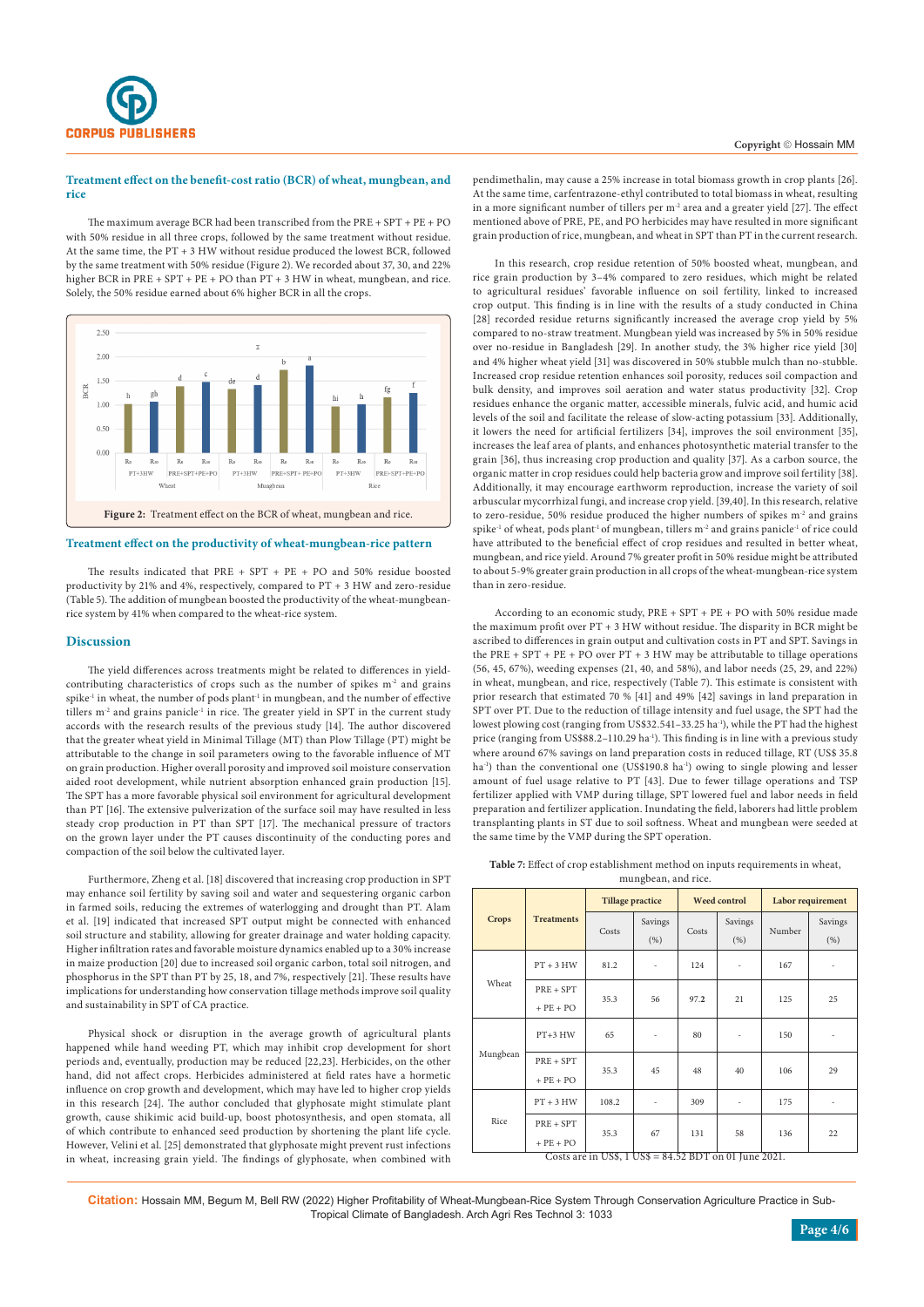### Treatment effect on the benefit-cost ratio (BCR) of wheat, mungbean, and rice

The maximum average BCR had been transcribed from the PRE + SPT + PE + PO with 50% residue in all three crops, followed by the same treatment without residue. At the same time, the PT + 3 HW without residue produced the lowest BCR, followed by the same treatment with 50% residue (Figure 2). We recorded about 37, 30, and 22% higher BCR in PRE + SPT + PE + PO than PT + 3 HW in wheat, mungbean, and rice. Solely, the 50% residue earned about 6% higher BCR in all the crops.

**Figure 2:** Treatment effect on the BCR of wheat, mungbean and rice.

### Treatment effect on the productivity of wheat-mungbean-rice pattern

The results indicated that PRE + SPT + PE + PO and 50% residue boosted productivity by 21% and 4%, respectively, compared to PT + 3 HW and zero-residue (Table 5). The addition of mungbean boosted the productivity of the wheat-mungbean-rice system by 41% when compared to the wheat-rice system.

## Discussion

The yield differences across treatments might be related to differences in yield-contributing characteristics of crops such as the number of spikes $m^{-2}$ and grains $spike^{-1}$ in wheat, the number of pods $plant^{-1}$ in mungbean, and the number of effective tillers $m^{-2}$ and grains $panicle^{-1}$ in rice. The greater yield in SPT in the current study accords with the research results of the previous study [14]. The author discovered that the greater wheat yield in Minimal Tillage (MT) than Plow Tillage (PT) might be attributable to the change in soil parameters owing to the favorable influence of MT on grain production. Higher overall porosity and improved soil moisture conservation aided root development, while nutrient absorption enhanced grain production [15]. The SPT has a more favorable physical soil environment for agricultural development than PT [16]. The extensive pulverization of the surface soil may have resulted in less steady crop production in PT than SPT [17]. The mechanical pressure of tractors on the grown layer under the PT causes discontinuity of the conducting pores and compaction of the soil below the cultivated layer.

Furthermore, Zheng et al. [18] discovered that increasing crop production in SPT may enhance soil fertility by saving soil and water and sequestering organic carbon in farmed soils, reducing the extremes of waterlogging and drought than PT. Alam et al. [19] indicated that increased SPT output might be connected with enhanced soil structure and stability, allowing for greater drainage and water holding capacity. Higher infiltration rates and favorable moisture dynamics enabled up to a 30% increase in maize production [20] due to increased soil organic carbon, total soil nitrogen, and phosphorus in the SPT than PT by 25, 18, and 7%, respectively [21]. These results have implications for understanding how conservation tillage methods improve soil quality and sustainability in SPT of CA practice.

Physical shock or disruption in the average growth of agricultural plants happened while hand weeding PT, which may inhibit crop development for short periods and, eventually, production may be reduced [22,23]. Herbicides, on the other hand, did not affect crops. Herbicides administered at field rates have a hormetic influence on crop growth and development, which may have led to higher crop yields in this research [24]. The author concluded that glyphosate might stimulate plant growth, cause shikimic acid build-up, boost photosynthesis, and open stomata, all of which contribute to enhanced seed production by shortening the plant life cycle. However, Velini et al. [25] demonstrated that glyphosate might prevent rust infections in wheat, increasing grain yield. The findings of glyphosate, when combined with pendimethalin, may cause a 25% increase in total biomass growth in crop plants [26]. At the same time, carfentrazone-ethyl contributed to total biomass in wheat, resulting in a more significant number of tillers per $m^{-2}$ area and a greater yield [27]. The effect mentioned above of PRE, PE, and PO herbicides may have resulted in more significant grain production of rice, mungbean, and wheat in SPT than PT in the current research.

In this research, crop residue retention of 50% boosted wheat, mungbean, and rice grain production by 3–4% compared to zero residues, which might be related to agricultural residues' favorable influence on soil fertility, linked to increased crop output. This finding is in line with the results of a study conducted in China [28] recorded residue returns significantly increased the average crop yield by 5% compared to no-straw treatment. Mungbean yield was increased by 5% in 50% residue over no-residue in Bangladesh [29]. In another study, the 3% higher rice yield [30] and 4% higher wheat yield [31] was discovered in 50% stubble mulch than no-stubble. Increased crop residue retention enhances soil porosity, reduces soil compaction and bulk density, and improves soil aeration and water status productivity [32]. Crop residues enhance the organic matter, accessible minerals, fulvic acid, and humic acid levels of the soil and facilitate the release of slow-acting potassium [33]. Additionally, it lowers the need for artificial fertilizers [34], improves the soil environment [35], increases the leaf area of plants, and enhances photosynthetic material transfer to the grain [36], thus increasing crop production and quality [37]. As a carbon source, the organic matter in crop residues could help bacteria grow and improve soil fertility [38]. Additionally, it may encourage earthworm reproduction, increase the variety of soil arbuscular mycorrhizal fungi, and increase crop yield. [39,40]. In this research, relative to zero-residue, 50% residue produced the higher numbers of spikes $m^{-2}$ and grains $spike^{-1}$ of wheat, pods $plant^{-1}$ of mungbean, tillers $m^{-2}$ and grains $panicle^{-1}$ of rice could have attributed to the beneficial effect of crop residues and resulted in better wheat, mungbean, and rice yield. Around 7% greater profit in 50% residue might be attributed to about 5-9% greater grain production in all crops of the wheat-mungbean-rice system than in zero-residue.

According to an economic study, PRE + SPT + PE + PO with 50% residue made the maximum profit over PT + 3 HW without residue. The disparity in BCR might be ascribed to differences in grain output and cultivation costs in PT and SPT. Savings in the PRE + SPT + PE + PO over PT + 3 HW may be attributable to tillage operations (56, 45, 67%), weeding expenses (21, 40, and 58%), and labor needs (25, 29, and 22%) in wheat, mungbean, and rice, respectively (Table 7). This estimate is consistent with prior research that estimated 70 % [41] and 49% [42] savings in land preparation in SPT over PT. Due to the reduction of tillage intensity and fuel usage, the SPT had the lowest plowing cost (ranging from US\$32.541–33.25 $ha^{-1}$), while the PT had the highest price (ranging from US\$88.2–110.29 $ha^{-1}$). This finding is in line with a previous study where around 67% savings on land preparation costs in reduced tillage, RT (US\$ 35.8 $ha^{-1}$) than the conventional one (US\$190.8 $ha^{-1}$) owing to single plowing and lesser amount of fuel usage relative to PT [43]. Due to fewer tillage operations and TSP fertilizer applied with VMP during tillage, SPT lowered fuel and labor needs in field preparation and fertilizer application. Inundating the field, laborers had little problem transplanting plants in ST due to soil softness. Wheat and mungbean were seeded at the same time by the VMP during the SPT operation.

**Table 7:** Effect of crop establishment method on inputs requirements in wheat, mungbean, and rice.

| Crops | Treatments | Tillage practice | | Weed control | | Labor requirement | |
|---|---|---|---|---|---|---|---|
| | | Costs | Savings (%) | Costs | Savings (%) | Number | Savings (%) |
| Wheat | PT + 3 HW | 81.2 | - | 124 | - | 167 | - |
| | PRE + SPT + PE + PO | 35.3 | 56 | 97.2 | 21 | 125 | 25 |
| Mungbean | PT+3 HW | 65 | - | 80 | - | 150 | - |
| | PRE + SPT + PE + PO | 35.3 | 45 | 48 | 40 | 106 | 29 |
| Rice | PT + 3 HW | 108.2 | - | 309 | - | 175 | - |
| | PRE + SPT + PE + PO | 35.3 | 67 | 131 | 58 | 136 | 22 |

Costs are in US\$, 1 US\$ = 84.52 BDT on 01 June 2021.

**Citation:** Hossain MM, Begum M, Bell RW (2022) Higher Profitability of Wheat-Mungbean-Rice System Through Conservation Agriculture Practice in Sub-Tropical Climate of Bangladesh. Arch Agri Res Technol 3: 1033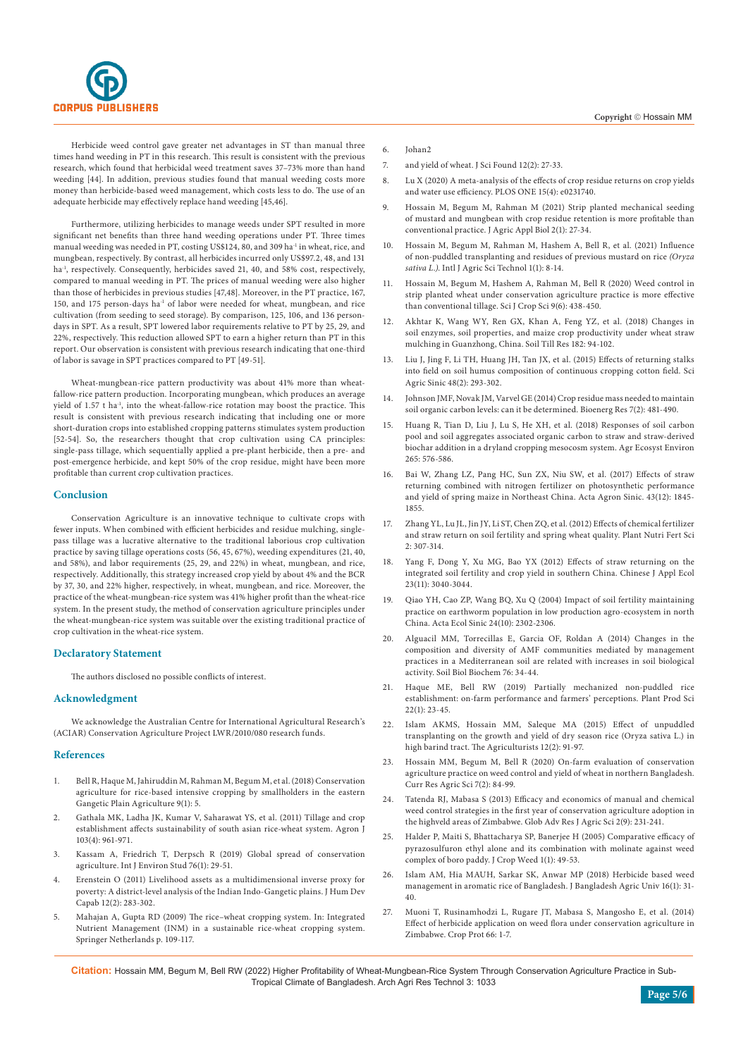Herbicide weed control gave greater net advantages in ST than manual three times hand weeding in PT in this research. This result is consistent with the previous research, which found that herbicidal weed treatment saves 37–73% more than hand weeding [44]. In addition, previous studies found that manual weeding costs more money than herbicide-based weed management, which costs less to do. The use of an adequate herbicide may effectively replace hand weeding [45,46].

Furthermore, utilizing herbicides to manage weeds under SPT resulted in more significant net benefits than three hand weeding operations under PT. Three times manual weeding was needed in PT, costing US$124, 80, and 309 ha$^{-1}$ in wheat, rice, and mungbean, respectively. By contrast, all herbicides incurred only US$97.2, 48, and 131 ha$^{-1}$, respectively. Consequently, herbicides saved 21, 40, and 58% cost, respectively, compared to manual weeding in PT. The prices of manual weeding were also higher than those of herbicides in previous studies [47,48]. Moreover, in the PT practice, 167, 150, and 175 person-days ha$^{-1}$ of labor were needed for wheat, mungbean, and rice cultivation (from seeding to seed storage). By comparison, 125, 106, and 136 person-days in SPT. As a result, SPT lowered labor requirements relative to PT by 25, 29, and 22%, respectively. This reduction allowed SPT to earn a higher return than PT in this report. Our observation is consistent with previous research indicating that one-third of labor is savage in SPT practices compared to PT [49-51].

Wheat-mungbean-rice pattern productivity was about 41% more than wheat-fallow-rice pattern production. Incorporating mungbean, which produces an average yield of 1.57 t ha$^{-1}$, into the wheat-fallow-rice rotation may boost the practice. This result is consistent with previous research indicating that including one or more short-duration crops into established cropping patterns stimulates system production [52-54]. So, the researchers thought that crop cultivation using CA principles: single-pass tillage, which sequentially applied a pre-plant herbicide, then a pre- and post-emergence herbicide, and kept 50% of the crop residue, might have been more profitable than current crop cultivation practices.

## Conclusion

Conservation Agriculture is an innovative technique to cultivate crops with fewer inputs. When combined with efficient herbicides and residue mulching, single-pass tillage was a lucrative alternative to the traditional laborious crop cultivation practice by saving tillage operations costs (56, 45, 67%), weeding expenditures (21, 40, and 58%), and labor requirements (25, 29, and 22%) in wheat, mungbean, and rice, respectively. Additionally, this strategy increased crop yield by about 4% and the BCR by 37, 30, and 22% higher, respectively, in wheat, mungbean, and rice. Moreover, the practice of the wheat-mungbean-rice system was 41% higher profit than the wheat-rice system. In the present study, the method of conservation agriculture principles under the wheat-mungbean-rice system was suitable over the existing traditional practice of crop cultivation in the wheat-rice system.

## Declaratory Statement

The authors disclosed no possible conflicts of interest.

## Acknowledgment

We acknowledge the Australian Centre for International Agricultural Research's (ACIAR) Conservation Agriculture Project LWR/2010/080 research funds.

## References

1. Bell R, Haque M, Jahiruddin M, Rahman M, Begum M, et al. (2018) Conservation agriculture for rice-based intensive cropping by smallholders in the eastern Gangetic Plain Agriculture 9(1): 5.
2. Gathala MK, Ladha JK, Kumar V, Saharawat YS, et al. (2011) Tillage and crop establishment affects sustainability of south asian rice-wheat system. Agron J 103(4): 961-971.
3. Kassam A, Friedrich T, Derpsch R (2019) Global spread of conservation agriculture. Int J Environ Stud 76(1): 29-51.
4. Erenstein O (2011) Livelihood assets as a multidimensional inverse proxy for poverty: A district-level analysis of the Indian Indo-Gangetic plains. J Hum Dev Capab 12(2): 283-302.
5. Mahajan A, Gupta RD (2009) The rice–wheat cropping system. In: Integrated Nutrient Management (INM) in a sustainable rice-wheat cropping system. Springer Netherlands p. 109-117.
6. Johan2
7. and yield of wheat. J Sci Found 12(2): 27-33.
8. Lu X (2020) A meta-analysis of the effects of crop residue returns on crop yields and water use efficiency. PLOS ONE 15(4): e0231740.
9. Hossain M, Begum M, Rahman M (2021) Strip planted mechanical seeding of mustard and mungbean with crop residue retention is more profitable than conventional practice. J Agric Appl Biol 2(1): 27-34.
10. Hossain M, Begum M, Rahman M, Hashem A, Bell R, et al. (2021) Influence of non-puddled transplanting and residues of previous mustard on rice *(Oryza sativa L.)*. Intl J Agric Sci Technol 1(1): 8-14.
11. Hossain M, Begum M, Hashem A, Rahman M, Bell R (2020) Weed control in strip planted wheat under conservation agriculture practice is more effective than conventional tillage. Sci J Crop Sci 9(6): 438-450.
12. Akhtar K, Wang WY, Ren GX, Khan A, Feng YZ, et al. (2018) Changes in soil enzymes, soil properties, and maize crop productivity under wheat straw mulching in Guanzhong, China. Soil Till Res 182: 94-102.
13. Liu J, Jing F, Li TH, Huang JH, Tan JX, et al. (2015) Effects of returning stalks into field on soil humus composition of continuous cropping cotton field. Sci Agric Sinic 48(2): 293-302.
14. Johnson JMF, Novak JM, Varvel GE (2014) Crop residue mass needed to maintain soil organic carbon levels: can it be determined. Bioenerg Res 7(2): 481-490.
15. Huang R, Tian D, Liu J, Lu S, He XH, et al. (2018) Responses of soil carbon pool and soil aggregates associated organic carbon to straw and straw-derived biochar addition in a dryland cropping mesocosm system. Agr Ecosyst Environ 265: 576-586.
16. Bai W, Zhang LZ, Pang HC, Sun ZX, Niu SW, et al. (2017) Effects of straw returning combined with nitrogen fertilizer on photosynthetic performance and yield of spring maize in Northeast China. Acta Agron Sinic. 43(12): 1845-1855.
17. Zhang YL, Lu JL, Jin JY, Li ST, Chen ZQ, et al. (2012) Effects of chemical fertilizer and straw return on soil fertility and spring wheat quality. Plant Nutri Fert Sci 2: 307-314.
18. Yang F, Dong Y, Xu MG, Bao YX (2012) Effects of straw returning on the integrated soil fertility and crop yield in southern China. Chinese J Appl Ecol 23(11): 3040-3044.
19. Qiao YH, Cao ZP, Wang BQ, Xu Q (2004) Impact of soil fertility maintaining practice on earthworm population in low production agro-ecosystem in north China. Acta Ecol Sinic 24(10): 2302-2306.
20. Alguacil MM, Torrecillas E, Garcia OF, Roldan A (2014) Changes in the composition and diversity of AMF communities mediated by management practices in a Mediterranean soil are related with increases in soil biological activity. Soil Biol Biochem 76: 34-44.
21. Haque ME, Bell RW (2019) Partially mechanized non-puddled rice establishment: on-farm performance and farmers' perceptions. Plant Prod Sci 22(1): 23-45.
22. Islam AKMS, Hossain MM, Saleque MA (2015) Effect of unpuddled transplanting on the growth and yield of dry season rice (Oryza sativa L.) in high barind tract. The Agriculturists 12(2): 91-97.
23. Hossain MM, Begum M, Bell R (2020) On-farm evaluation of conservation agriculture practice on weed control and yield of wheat in northern Bangladesh. Curr Res Agric Sci 7(2): 84-99.
24. Tatenda RJ, Mabasa S (2013) Efficacy and economics of manual and chemical weed control strategies in the first year of conservation agriculture adoption in the highveld areas of Zimbabwe. Glob Adv Res J Agric Sci 2(9): 231-241.
25. Halder P, Maiti S, Bhattacharya SP, Banerjee H (2005) Comparative efficacy of pyrazosulfuron ethyl alone and its combination with molinate against weed complex of boro paddy. J Crop Weed 1(1): 49-53.
26. Islam AM, Hia MAUH, Sarkar SK, Anwar MP (2018) Herbicide based weed management in aromatic rice of Bangladesh. J Bangladesh Agric Univ 16(1): 31-40.
27. Muoni T, Rusinamhodzi L, Rugare JT, Mabasa S, Mangosho E, et al. (2014) Effect of herbicide application on weed flora under conservation agriculture in Zimbabwe. Crop Prot 66: 1-7.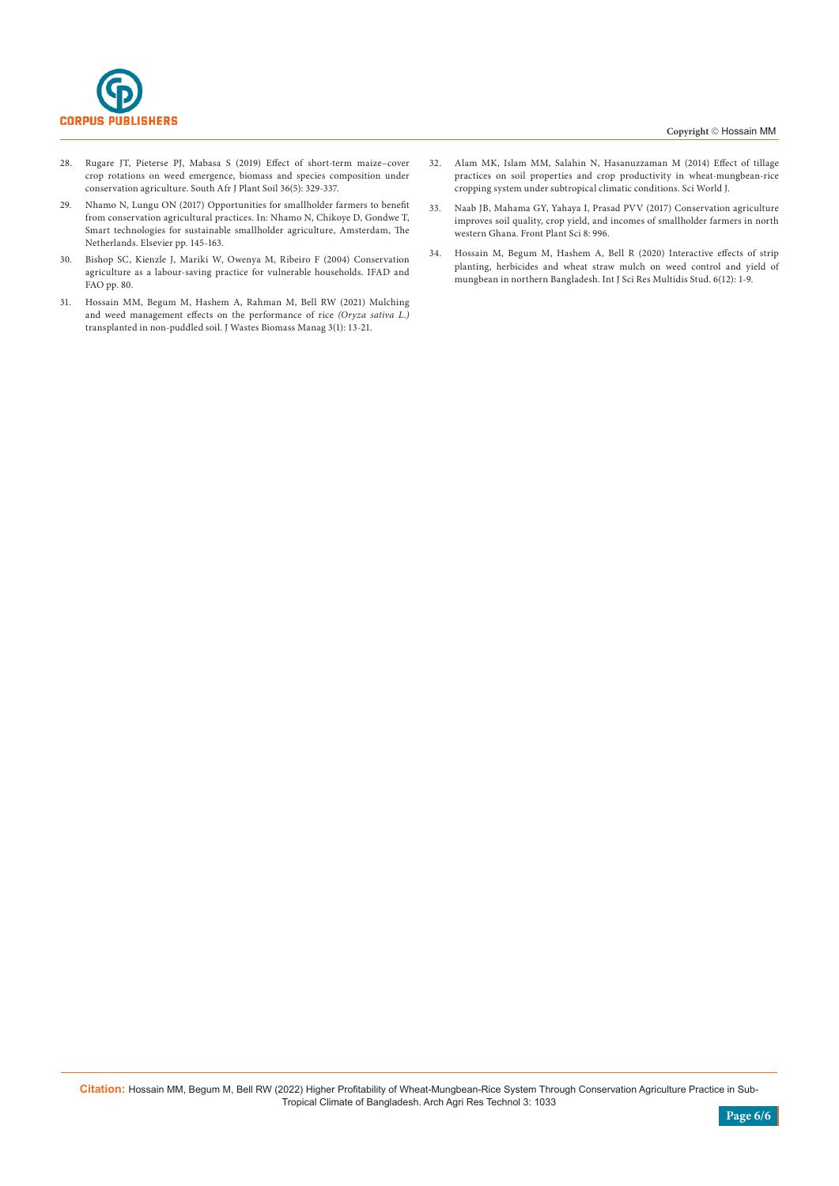28. Rugare JT, Pieterse PJ, Mabasa S (2019) Effect of short-term maize–cover crop rotations on weed emergence, biomass and species composition under conservation agriculture. South Afr J Plant Soil 36(5): 329-337.

29. Nhamo N, Lungu ON (2017) Opportunities for smallholder farmers to benefit from conservation agricultural practices. In: Nhamo N, Chikoye D, Gondwe T, Smart technologies for sustainable smallholder agriculture, Amsterdam, The Netherlands. Elsevier pp. 145-163.

30. Bishop SC, Kienzle J, Mariki W, Owenya M, Ribeiro F (2004) Conservation agriculture as a labour-saving practice for vulnerable households. IFAD and FAO pp. 80.

31. Hossain MM, Begum M, Hashem A, Rahman M, Bell RW (2021) Mulching and weed management effects on the performance of rice *(Oryza sativa L.)* transplanted in non-puddled soil. J Wastes Biomass Manag 3(1): 13-21.

32. Alam MK, Islam MM, Salahin N, Hasanuzzaman M (2014) Effect of tillage practices on soil properties and crop productivity in wheat-mungbean-rice cropping system under subtropical climatic conditions. Sci World J.

33. Naab JB, Mahama GY, Yahaya I, Prasad PVV (2017) Conservation agriculture improves soil quality, crop yield, and incomes of smallholder farmers in north western Ghana. Front Plant Sci 8: 996.

34. Hossain M, Begum M, Hashem A, Bell R (2020) Interactive effects of strip planting, herbicides and wheat straw mulch on weed control and yield of mungbean in northern Bangladesh. Int J Sci Res Multidis Stud. 6(12): 1-9.